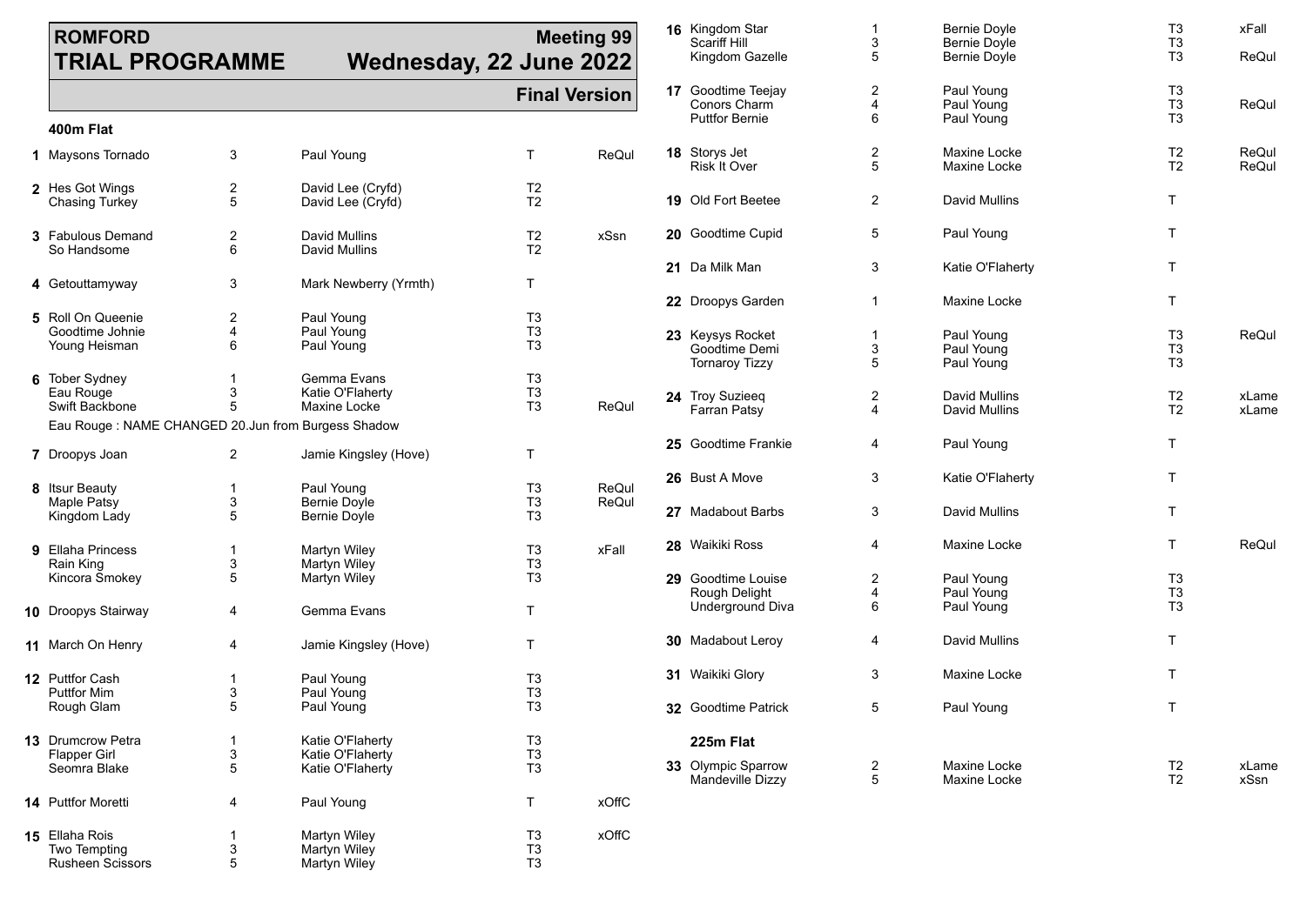# ROMFORD TRIAL PROGRAMME

**Meeting 99**
**Wednesday, 22 June 2022**

**Final Version**

### 400m Flat

| Trial | Greyhound | Trap | Trainer | Grade | Note |
|---|---|---|---|---|---|
| 1 | Maysons Tornado | 3 | Paul Young | T | ReQul |
| 2 | Hes Got Wings | 2 | David Lee (Cryfd) | T2 | |
| | Chasing Turkey | 5 | David Lee (Cryfd) | T2 | |
| 3 | Fabulous Demand | 2 | David Mullins | T2 | xSsn |
| | So Handsome | 6 | David Mullins | T2 | |
| 4 | Getouttamyway | 3 | Mark Newberry (Yrmth) | T | |
| 5 | Roll On Queenie | 2 | Paul Young | T3 | |
| | Goodtime Johnie | 4 | Paul Young | T3 | |
| | Young Heisman | 6 | Paul Young | T3 | |
| 6 | Tober Sydney | 1 | Gemma Evans | T3 | |
| | Eau Rouge | 3 | Katie O'Flaherty | T3 | |
| | Swift Backbone | 5 | Maxine Locke | T3 | ReQul |

Eau Rouge : NAME CHANGED 20.Jun from Burgess Shadow

| Trial | Greyhound | Trap | Trainer | Grade | Note |
|---|---|---|---|---|---|
| 7 | Droopys Joan | 2 | Jamie Kingsley (Hove) | T | |
| 8 | Itsur Beauty | 1 | Paul Young | T3 | ReQul |
| | Maple Patsy | 3 | Bernie Doyle | T3 | ReQul |
| | Kingdom Lady | 5 | Bernie Doyle | T3 | |
| 9 | Ellaha Princess | 1 | Martyn Wiley | T3 | xFall |
| | Rain King | 3 | Martyn Wiley | T3 | |
| | Kincora Smokey | 5 | Martyn Wiley | T3 | |
| 10 | Droopys Stairway | 4 | Gemma Evans | T | |
| 11 | March On Henry | 4 | Jamie Kingsley (Hove) | T | |
| 12 | Puttfor Cash | 1 | Paul Young | T3 | |
| | Puttfor Mim | 3 | Paul Young | T3 | |
| | Rough Glam | 5 | Paul Young | T3 | |
| 13 | Drumcrow Petra | 1 | Katie O'Flaherty | T3 | |
| | Flapper Girl | 3 | Katie O'Flaherty | T3 | |
| | Seomra Blake | 5 | Katie O'Flaherty | T3 | |
| 14 | Puttfor Moretti | 4 | Paul Young | T | xOffC |
| 15 | Ellaha Rois | 1 | Martyn Wiley | T3 | xOffC |
| | Two Tempting | 3 | Martyn Wiley | T3 | |
| | Rusheen Scissors | 5 | Martyn Wiley | T3 | |
| 16 | Kingdom Star | 1 | Bernie Doyle | T3 | xFall |
| | Scariff Hill | 3 | Bernie Doyle | T3 | |
| | Kingdom Gazelle | 5 | Bernie Doyle | T3 | ReQul |
| 17 | Goodtime Teejay | 2 | Paul Young | T3 | |
| | Conors Charm | 4 | Paul Young | T3 | ReQul |
| | Puttfor Bernie | 6 | Paul Young | T3 | |
| 18 | Storys Jet | 2 | Maxine Locke | T2 | ReQul |
| | Risk It Over | 5 | Maxine Locke | T2 | ReQul |
| 19 | Old Fort Beetee | 2 | David Mullins | T | |
| 20 | Goodtime Cupid | 5 | Paul Young | T | |
| 21 | Da Milk Man | 3 | Katie O'Flaherty | T | |
| 22 | Droopys Garden | 1 | Maxine Locke | T | |
| 23 | Keysys Rocket | 1 | Paul Young | T3 | ReQul |
| | Goodtime Demi | 3 | Paul Young | T3 | |
| | Tornaroy Tizzy | 5 | Paul Young | T3 | |
| 24 | Troy Suzieeq | 2 | David Mullins | T2 | xLame |
| | Farran Patsy | 4 | David Mullins | T2 | xLame |
| 25 | Goodtime Frankie | 4 | Paul Young | T | |
| 26 | Bust A Move | 3 | Katie O'Flaherty | T | |
| 27 | Madabout Barbs | 3 | David Mullins | T | |
| 28 | Waikiki Ross | 4 | Maxine Locke | T | ReQul |
| 29 | Goodtime Louise | 2 | Paul Young | T3 | |
| | Rough Delight | 4 | Paul Young | T3 | |
| | Underground Diva | 6 | Paul Young | T3 | |
| 30 | Madabout Leroy | 4 | David Mullins | T | |
| 31 | Waikiki Glory | 3 | Maxine Locke | T | |
| 32 | Goodtime Patrick | 5 | Paul Young | T | |

### 225m Flat

| Trial | Greyhound | Trap | Trainer | Grade | Note |
|---|---|---|---|---|---|
| 33 | Olympic Sparrow | 2 | Maxine Locke | T2 | xLame |
| | Mandeville Dizzy | 5 | Maxine Locke | T2 | xSsn |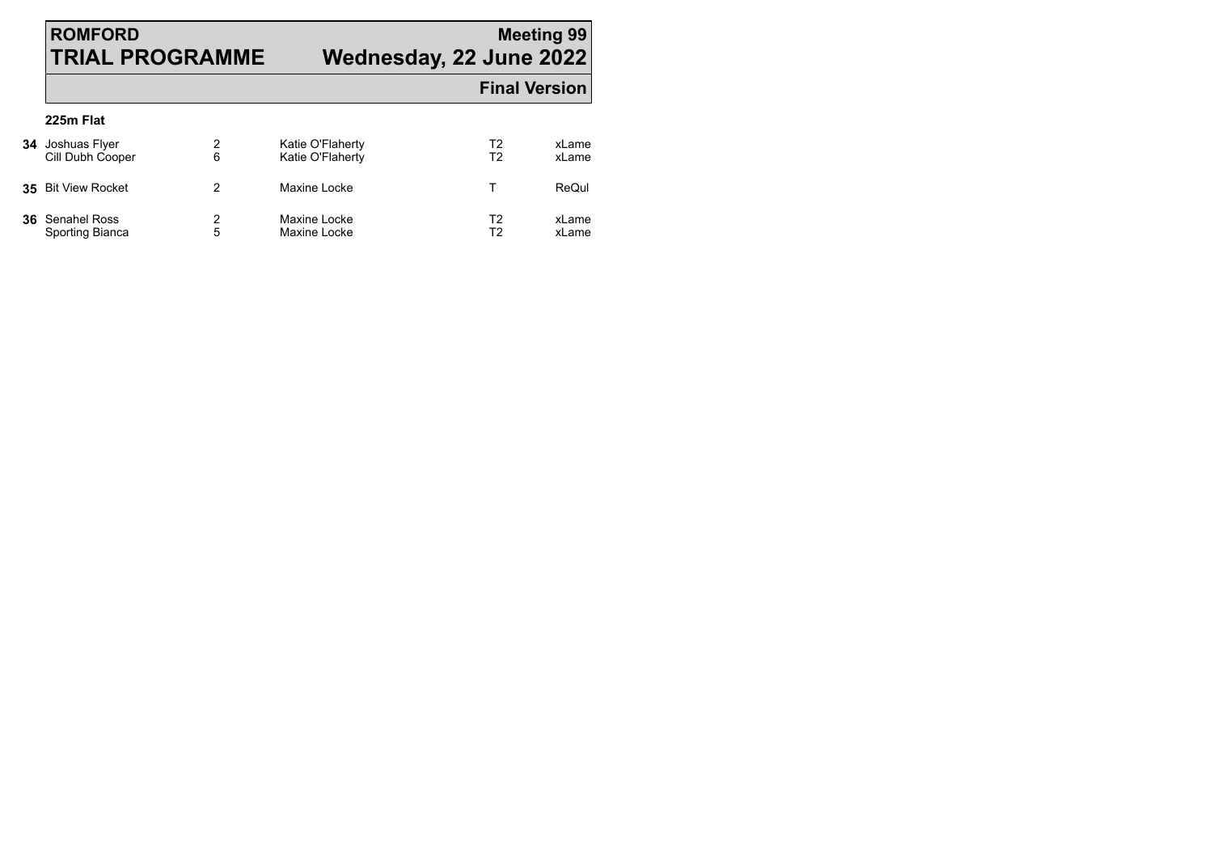# ROMFORD TRIAL PROGRAMME

**Meeting 99**
**Wednesday, 22 June 2022**

**Final Version**

**225m Flat**

| | | | | | |
|---|---|---|---|---|---|
| **34** | Joshuas Flyer | 2 | Katie O'Flaherty | T2 | xLame |
| | Cill Dubh Cooper | 6 | Katie O'Flaherty | T2 | xLame |
| **35** | Bit View Rocket | 2 | Maxine Locke | T | ReQul |
| **36** | Senahel Ross | 2 | Maxine Locke | T2 | xLame |
| | Sporting Bianca | 5 | Maxine Locke | T2 | xLame |